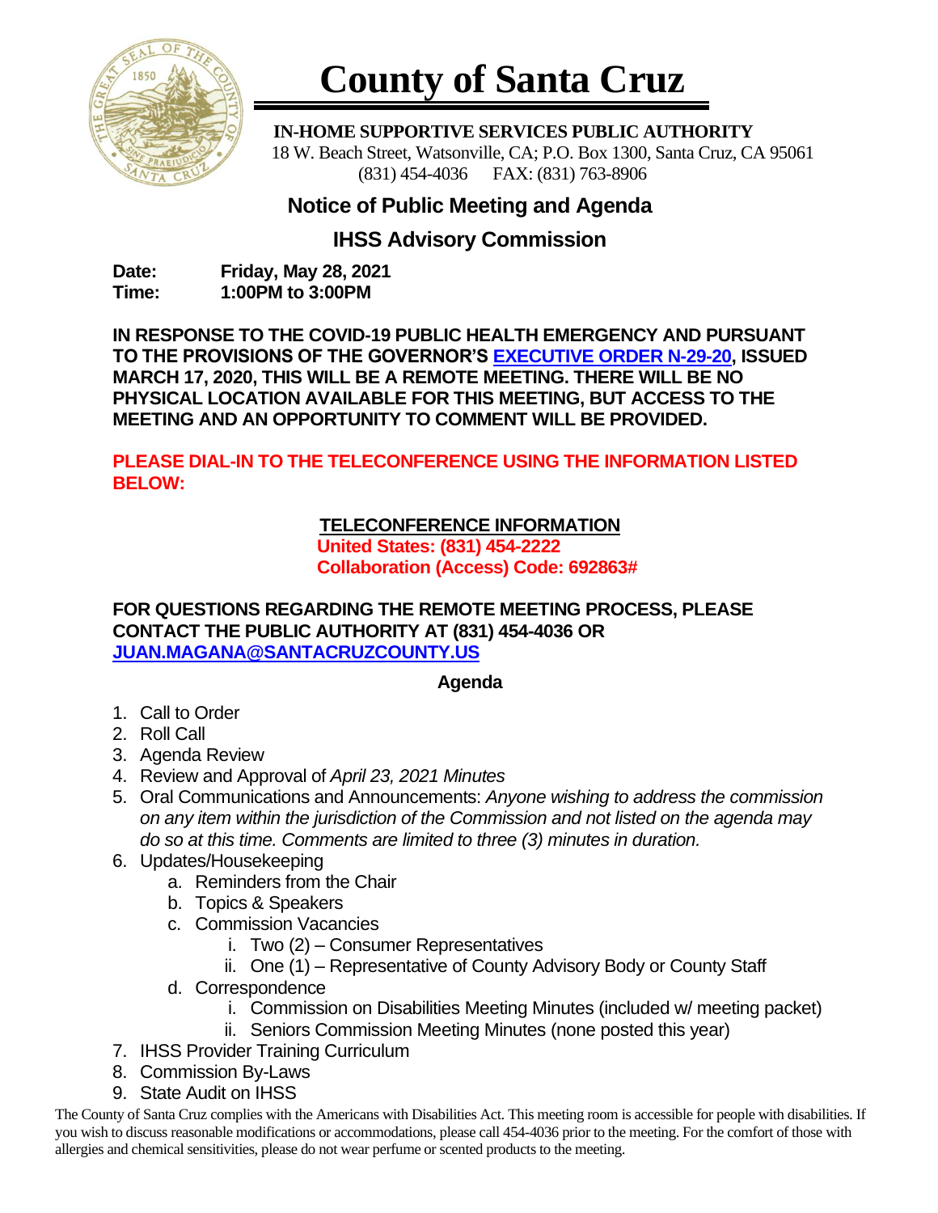# County of Santa Cruz

**IN-HOME SUPPORTIVE SERVICES PUBLIC AUTHORITY**
18 W. Beach Street, Watsonville, CA; P.O. Box 1300, Santa Cruz, CA 95061
(831) 454-4036 FAX: (831) 763-8906

## Notice of Public Meeting and Agenda

## IHSS Advisory Commission

**Date:** **Friday, May 28, 2021**
**Time:** **1:00PM to 3:00PM**

**IN RESPONSE TO THE COVID-19 PUBLIC HEALTH EMERGENCY AND PURSUANT TO THE PROVISIONS OF THE GOVERNOR'S EXECUTIVE ORDER N-29-20, ISSUED MARCH 17, 2020, THIS WILL BE A REMOTE MEETING. THERE WILL BE NO PHYSICAL LOCATION AVAILABLE FOR THIS MEETING, BUT ACCESS TO THE MEETING AND AN OPPORTUNITY TO COMMENT WILL BE PROVIDED.**

**PLEASE DIAL-IN TO THE TELECONFERENCE USING THE INFORMATION LISTED BELOW:**

**TELECONFERENCE INFORMATION**
**United States: (831) 454-2222**
**Collaboration (Access) Code: 692863#**

**FOR QUESTIONS REGARDING THE REMOTE MEETING PROCESS, PLEASE CONTACT THE PUBLIC AUTHORITY AT (831) 454-4036 OR JUAN.MAGANA@SANTACRUZCOUNTY.US**

**Agenda**

1. Call to Order
2. Roll Call
3. Agenda Review
4. Review and Approval of *April 23, 2021 Minutes*
5. Oral Communications and Announcements: *Anyone wishing to address the commission on any item within the jurisdiction of the Commission and not listed on the agenda may do so at this time. Comments are limited to three (3) minutes in duration.*
6. Updates/Housekeeping
   a. Reminders from the Chair
   b. Topics & Speakers
   c. Commission Vacancies
      i. Two (2) – Consumer Representatives
      ii. One (1) – Representative of County Advisory Body or County Staff
   d. Correspondence
      i. Commission on Disabilities Meeting Minutes (included w/ meeting packet)
      ii. Seniors Commission Meeting Minutes (none posted this year)
7. IHSS Provider Training Curriculum
8. Commission By-Laws
9. State Audit on IHSS

The County of Santa Cruz complies with the Americans with Disabilities Act. This meeting room is accessible for people with disabilities. If you wish to discuss reasonable modifications or accommodations, please call 454-4036 prior to the meeting. For the comfort of those with allergies and chemical sensitivities, please do not wear perfume or scented products to the meeting.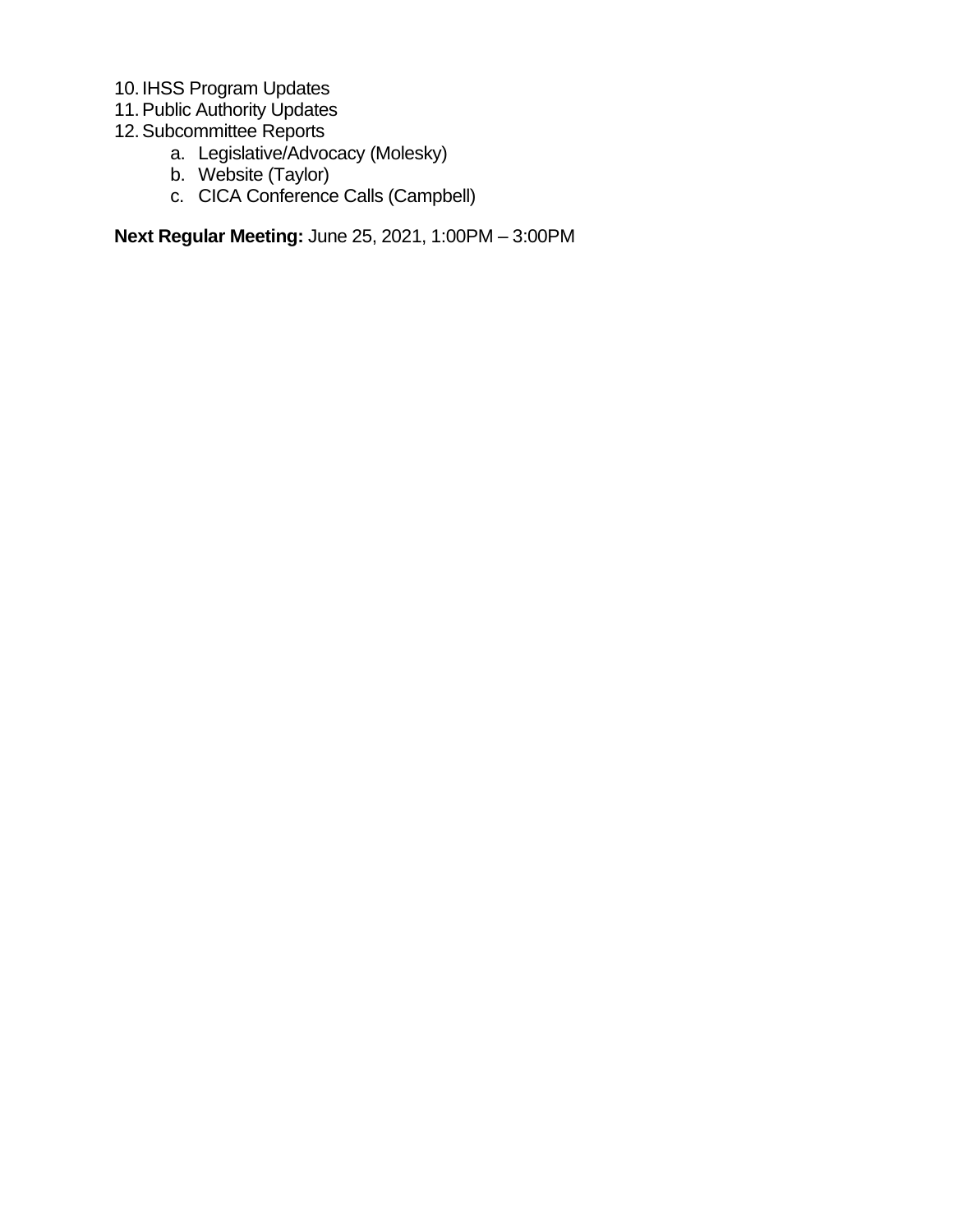10. IHSS Program Updates
11. Public Authority Updates
12. Subcommittee Reports
    a. Legislative/Advocacy (Molesky)
    b. Website (Taylor)
    c. CICA Conference Calls (Campbell)

**Next Regular Meeting:** June 25, 2021, 1:00PM – 3:00PM